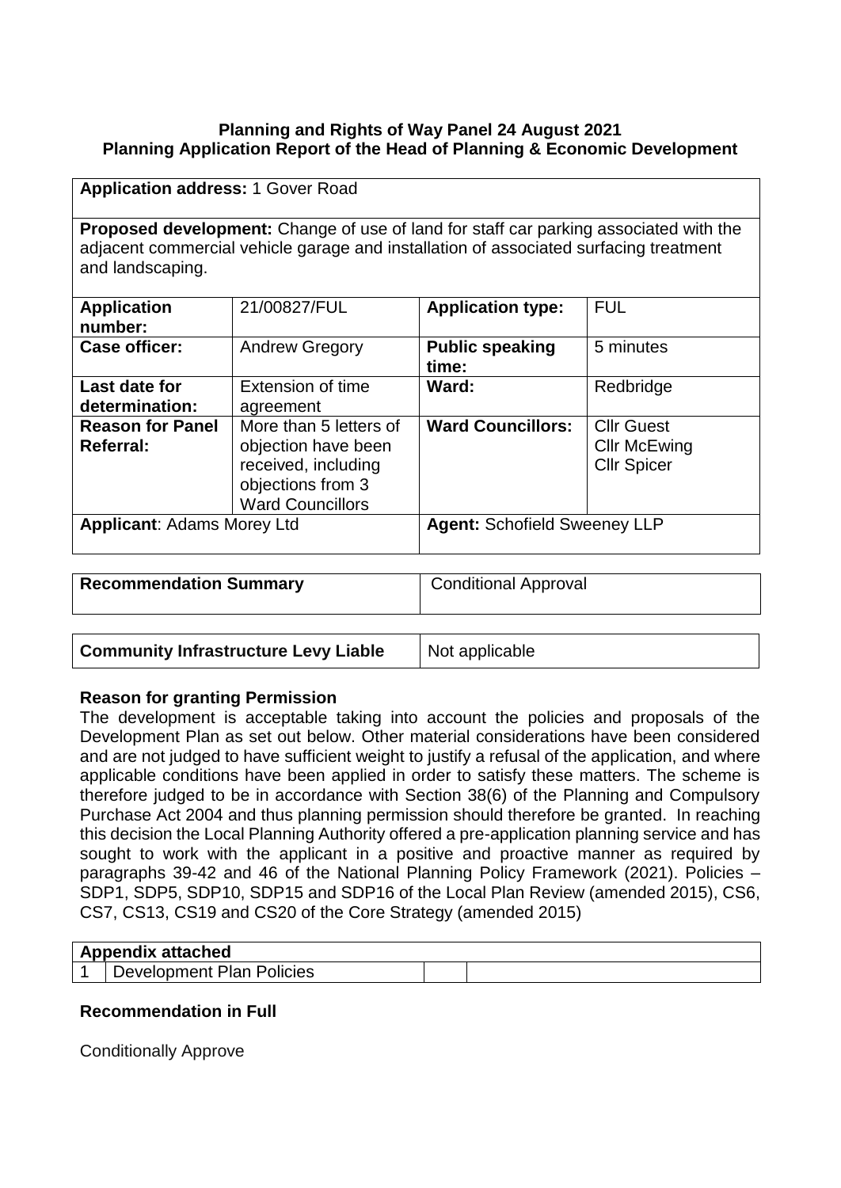**Planning and Rights of Way Panel 24 August 2021**
**Planning Application Report of the Head of Planning & Economic Development**

| **Application address:** 1 Gover Road | | | |
|---|---|---|---|
| **Proposed development:** Change of use of land for staff car parking associated with the adjacent commercial vehicle garage and installation of associated surfacing treatment and landscaping. | | | |
| **Application number:** | 21/00827/FUL | **Application type:** | FUL |
| **Case officer:** | Andrew Gregory | **Public speaking time:** | 5 minutes |
| **Last date for determination:** | Extension of time agreement | **Ward:** | Redbridge |
| **Reason for Panel Referral:** | More than 5 letters of objection have been received, including objections from 3 Ward Councillors | **Ward Councillors:** | Cllr Guest<br>Cllr McEwing<br>Cllr Spicer |
| **Applicant**: Adams Morey Ltd | | **Agent:** Schofield Sweeney LLP | |

| **Recommendation Summary** | Conditional Approval |
|---|---|

| **Community Infrastructure Levy Liable** | Not applicable |
|---|---|

**Reason for granting Permission**

The development is acceptable taking into account the policies and proposals of the Development Plan as set out below. Other material considerations have been considered and are not judged to have sufficient weight to justify a refusal of the application, and where applicable conditions have been applied in order to satisfy these matters. The scheme is therefore judged to be in accordance with Section 38(6) of the Planning and Compulsory Purchase Act 2004 and thus planning permission should therefore be granted. In reaching this decision the Local Planning Authority offered a pre-application planning service and has sought to work with the applicant in a positive and proactive manner as required by paragraphs 39-42 and 46 of the National Planning Policy Framework (2021). Policies – SDP1, SDP5, SDP10, SDP15 and SDP16 of the Local Plan Review (amended 2015), CS6, CS7, CS13, CS19 and CS20 of the Core Strategy (amended 2015)

| **Appendix attached** | | | |
|---|---|---|---|
| 1 | Development Plan Policies | | |

**Recommendation in Full**

Conditionally Approve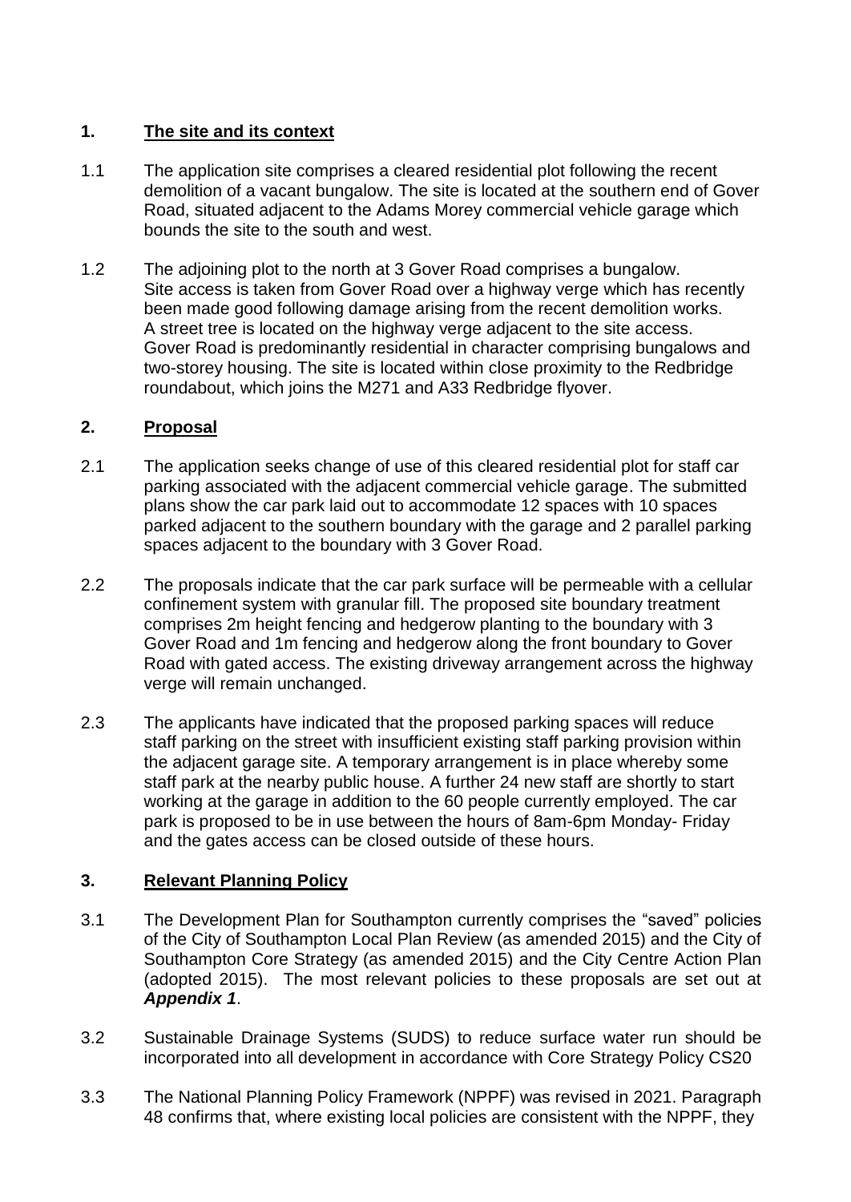## 1. The site and its context

1.1 The application site comprises a cleared residential plot following the recent demolition of a vacant bungalow. The site is located at the southern end of Gover Road, situated adjacent to the Adams Morey commercial vehicle garage which bounds the site to the south and west.

1.2 The adjoining plot to the north at 3 Gover Road comprises a bungalow. Site access is taken from Gover Road over a highway verge which has recently been made good following damage arising from the recent demolition works. A street tree is located on the highway verge adjacent to the site access. Gover Road is predominantly residential in character comprising bungalows and two-storey housing. The site is located within close proximity to the Redbridge roundabout, which joins the M271 and A33 Redbridge flyover.

## 2. Proposal

2.1 The application seeks change of use of this cleared residential plot for staff car parking associated with the adjacent commercial vehicle garage. The submitted plans show the car park laid out to accommodate 12 spaces with 10 spaces parked adjacent to the southern boundary with the garage and 2 parallel parking spaces adjacent to the boundary with 3 Gover Road.

2.2 The proposals indicate that the car park surface will be permeable with a cellular confinement system with granular fill. The proposed site boundary treatment comprises 2m height fencing and hedgerow planting to the boundary with 3 Gover Road and 1m fencing and hedgerow along the front boundary to Gover Road with gated access. The existing driveway arrangement across the highway verge will remain unchanged.

2.3 The applicants have indicated that the proposed parking spaces will reduce staff parking on the street with insufficient existing staff parking provision within the adjacent garage site. A temporary arrangement is in place whereby some staff park at the nearby public house. A further 24 new staff are shortly to start working at the garage in addition to the 60 people currently employed. The car park is proposed to be in use between the hours of 8am-6pm Monday- Friday and the gates access can be closed outside of these hours.

## 3. Relevant Planning Policy

3.1 The Development Plan for Southampton currently comprises the "saved" policies of the City of Southampton Local Plan Review (as amended 2015) and the City of Southampton Core Strategy (as amended 2015) and the City Centre Action Plan (adopted 2015). The most relevant policies to these proposals are set out at ***Appendix 1***.

3.2 Sustainable Drainage Systems (SUDS) to reduce surface water run should be incorporated into all development in accordance with Core Strategy Policy CS20

3.3 The National Planning Policy Framework (NPPF) was revised in 2021. Paragraph 48 confirms that, where existing local policies are consistent with the NPPF, they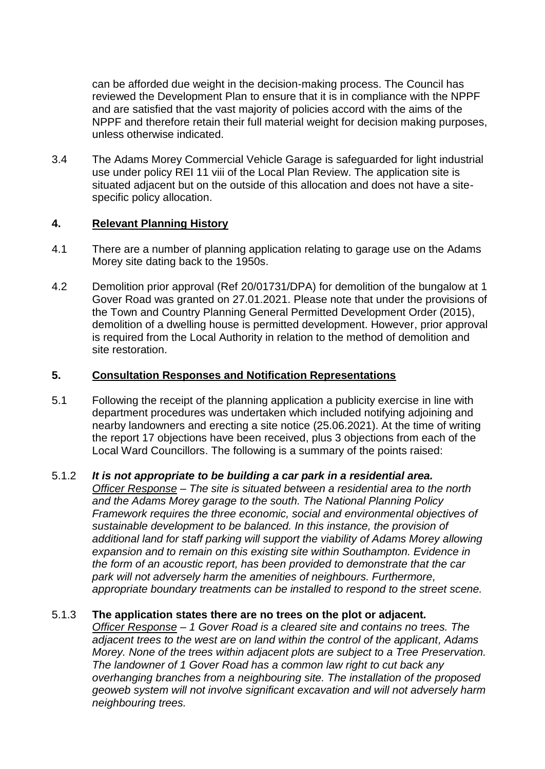can be afforded due weight in the decision-making process. The Council has reviewed the Development Plan to ensure that it is in compliance with the NPPF and are satisfied that the vast majority of policies accord with the aims of the NPPF and therefore retain their full material weight for decision making purposes, unless otherwise indicated.

3.4 The Adams Morey Commercial Vehicle Garage is safeguarded for light industrial use under policy REI 11 viii of the Local Plan Review. The application site is situated adjacent but on the outside of this allocation and does not have a site-specific policy allocation.

## 4. Relevant Planning History

4.1 There are a number of planning application relating to garage use on the Adams Morey site dating back to the 1950s.

4.2 Demolition prior approval (Ref 20/01731/DPA) for demolition of the bungalow at 1 Gover Road was granted on 27.01.2021. Please note that under the provisions of the Town and Country Planning General Permitted Development Order (2015), demolition of a dwelling house is permitted development. However, prior approval is required from the Local Authority in relation to the method of demolition and site restoration.

## 5. Consultation Responses and Notification Representations

5.1 Following the receipt of the planning application a publicity exercise in line with department procedures was undertaken which included notifying adjoining and nearby landowners and erecting a site notice (25.06.2021). At the time of writing the report 17 objections have been received, plus 3 objections from each of the Local Ward Councillors. The following is a summary of the points raised:

5.1.2 ***It is not appropriate to be building a car park in a residential area.***
*<u>Officer Response</u> – The site is situated between a residential area to the north and the Adams Morey garage to the south. The National Planning Policy Framework requires the three economic, social and environmental objectives of sustainable development to be balanced. In this instance, the provision of additional land for staff parking will support the viability of Adams Morey allowing expansion and to remain on this existing site within Southampton. Evidence in the form of an acoustic report, has been provided to demonstrate that the car park will not adversely harm the amenities of neighbours. Furthermore, appropriate boundary treatments can be installed to respond to the street scene.*

5.1.3 **The application states there are no trees on the plot or adjacent.**
*<u>Officer Response</u> – 1 Gover Road is a cleared site and contains no trees. The adjacent trees to the west are on land within the control of the applicant, Adams Morey. None of the trees within adjacent plots are subject to a Tree Preservation. The landowner of 1 Gover Road has a common law right to cut back any overhanging branches from a neighbouring site. The installation of the proposed geoweb system will not involve significant excavation and will not adversely harm neighbouring trees.*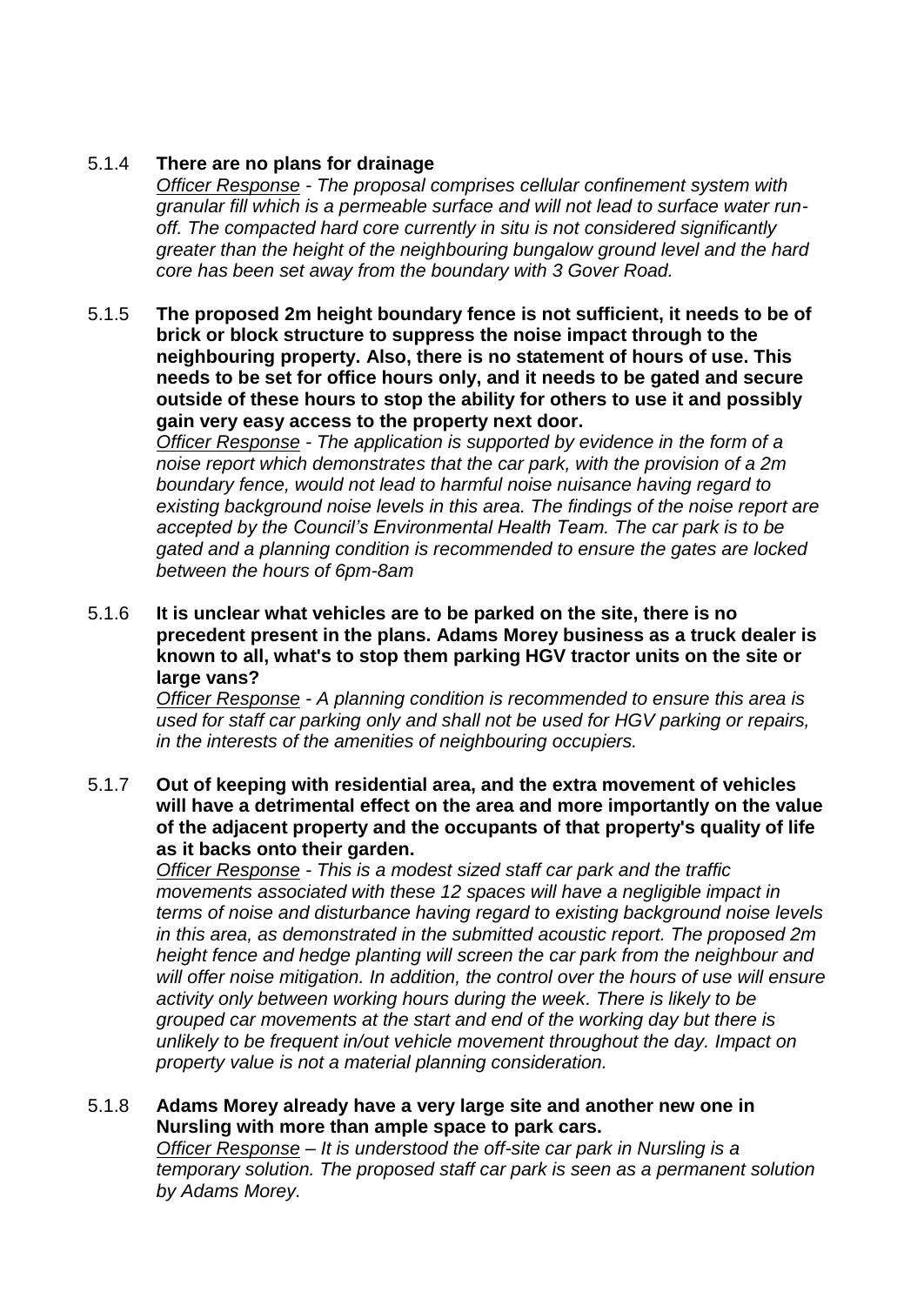5.1.4 **There are no plans for drainage**

*Officer Response - The proposal comprises cellular confinement system with granular fill which is a permeable surface and will not lead to surface water run-off. The compacted hard core currently in situ is not considered significantly greater than the height of the neighbouring bungalow ground level and the hard core has been set away from the boundary with 3 Gover Road.*

5.1.5 **The proposed 2m height boundary fence is not sufficient, it needs to be of brick or block structure to suppress the noise impact through to the neighbouring property. Also, there is no statement of hours of use. This needs to be set for office hours only, and it needs to be gated and secure outside of these hours to stop the ability for others to use it and possibly gain very easy access to the property next door.**

*Officer Response - The application is supported by evidence in the form of a noise report which demonstrates that the car park, with the provision of a 2m boundary fence, would not lead to harmful noise nuisance having regard to existing background noise levels in this area. The findings of the noise report are accepted by the Council's Environmental Health Team. The car park is to be gated and a planning condition is recommended to ensure the gates are locked between the hours of 6pm-8am*

5.1.6 **It is unclear what vehicles are to be parked on the site, there is no precedent present in the plans. Adams Morey business as a truck dealer is known to all, what's to stop them parking HGV tractor units on the site or large vans?**

*Officer Response - A planning condition is recommended to ensure this area is used for staff car parking only and shall not be used for HGV parking or repairs, in the interests of the amenities of neighbouring occupiers.*

5.1.7 **Out of keeping with residential area, and the extra movement of vehicles will have a detrimental effect on the area and more importantly on the value of the adjacent property and the occupants of that property's quality of life as it backs onto their garden.**

*Officer Response - This is a modest sized staff car park and the traffic movements associated with these 12 spaces will have a negligible impact in terms of noise and disturbance having regard to existing background noise levels in this area, as demonstrated in the submitted acoustic report. The proposed 2m height fence and hedge planting will screen the car park from the neighbour and will offer noise mitigation. In addition, the control over the hours of use will ensure activity only between working hours during the week. There is likely to be grouped car movements at the start and end of the working day but there is unlikely to be frequent in/out vehicle movement throughout the day. Impact on property value is not a material planning consideration.*

5.1.8 **Adams Morey already have a very large site and another new one in Nursling with more than ample space to park cars.**

*Officer Response – It is understood the off-site car park in Nursling is a temporary solution. The proposed staff car park is seen as a permanent solution by Adams Morey.*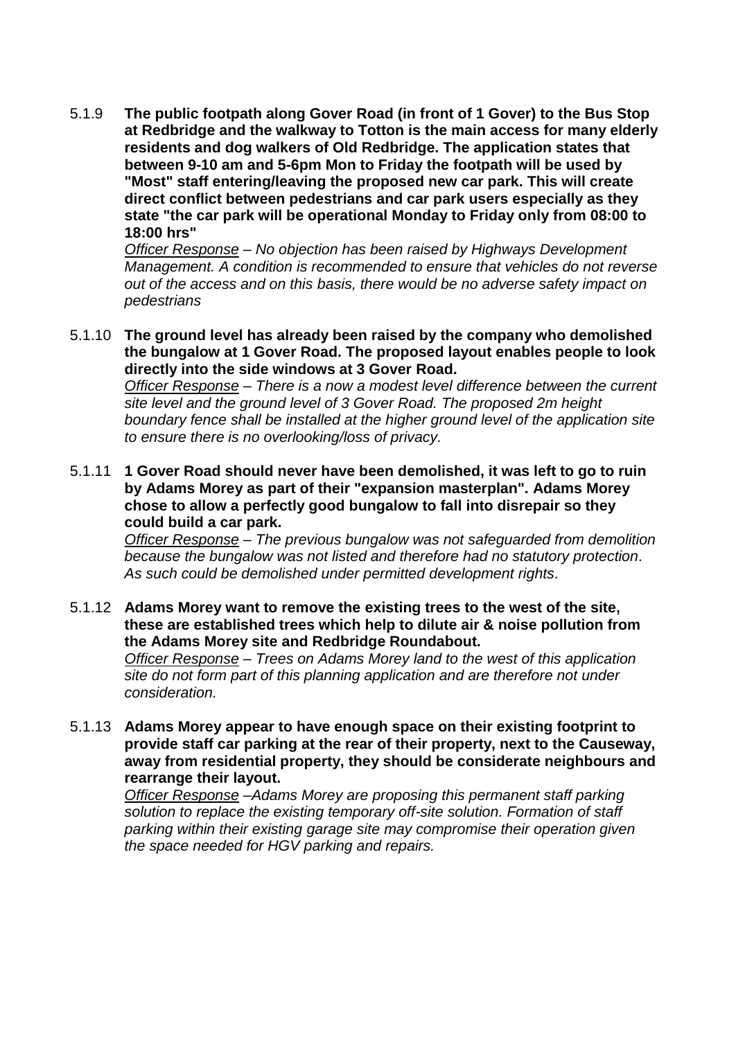5.1.9 **The public footpath along Gover Road (in front of 1 Gover) to the Bus Stop at Redbridge and the walkway to Totton is the main access for many elderly residents and dog walkers of Old Redbridge. The application states that between 9-10 am and 5-6pm Mon to Friday the footpath will be used by "Most" staff entering/leaving the proposed new car park. This will create direct conflict between pedestrians and car park users especially as they state "the car park will be operational Monday to Friday only from 08:00 to 18:00 hrs"**

*<u>Officer Response</u> – No objection has been raised by Highways Development Management. A condition is recommended to ensure that vehicles do not reverse out of the access and on this basis, there would be no adverse safety impact on pedestrians*

5.1.10 **The ground level has already been raised by the company who demolished the bungalow at 1 Gover Road. The proposed layout enables people to look directly into the side windows at 3 Gover Road.**

*<u>Officer Response</u> – There is a now a modest level difference between the current site level and the ground level of 3 Gover Road. The proposed 2m height boundary fence shall be installed at the higher ground level of the application site to ensure there is no overlooking/loss of privacy.*

5.1.11 **1 Gover Road should never have been demolished, it was left to go to ruin by Adams Morey as part of their "expansion masterplan". Adams Morey chose to allow a perfectly good bungalow to fall into disrepair so they could build a car park.**

*<u>Officer Response</u> – The previous bungalow was not safeguarded from demolition because the bungalow was not listed and therefore had no statutory protection. As such could be demolished under permitted development rights.*

5.1.12 **Adams Morey want to remove the existing trees to the west of the site, these are established trees which help to dilute air & noise pollution from the Adams Morey site and Redbridge Roundabout.**

*<u>Officer Response</u> – Trees on Adams Morey land to the west of this application site do not form part of this planning application and are therefore not under consideration.*

5.1.13 **Adams Morey appear to have enough space on their existing footprint to provide staff car parking at the rear of their property, next to the Causeway, away from residential property, they should be considerate neighbours and rearrange their layout.**

*<u>Officer Response</u> –Adams Morey are proposing this permanent staff parking solution to replace the existing temporary off-site solution. Formation of staff parking within their existing garage site may compromise their operation given the space needed for HGV parking and repairs.*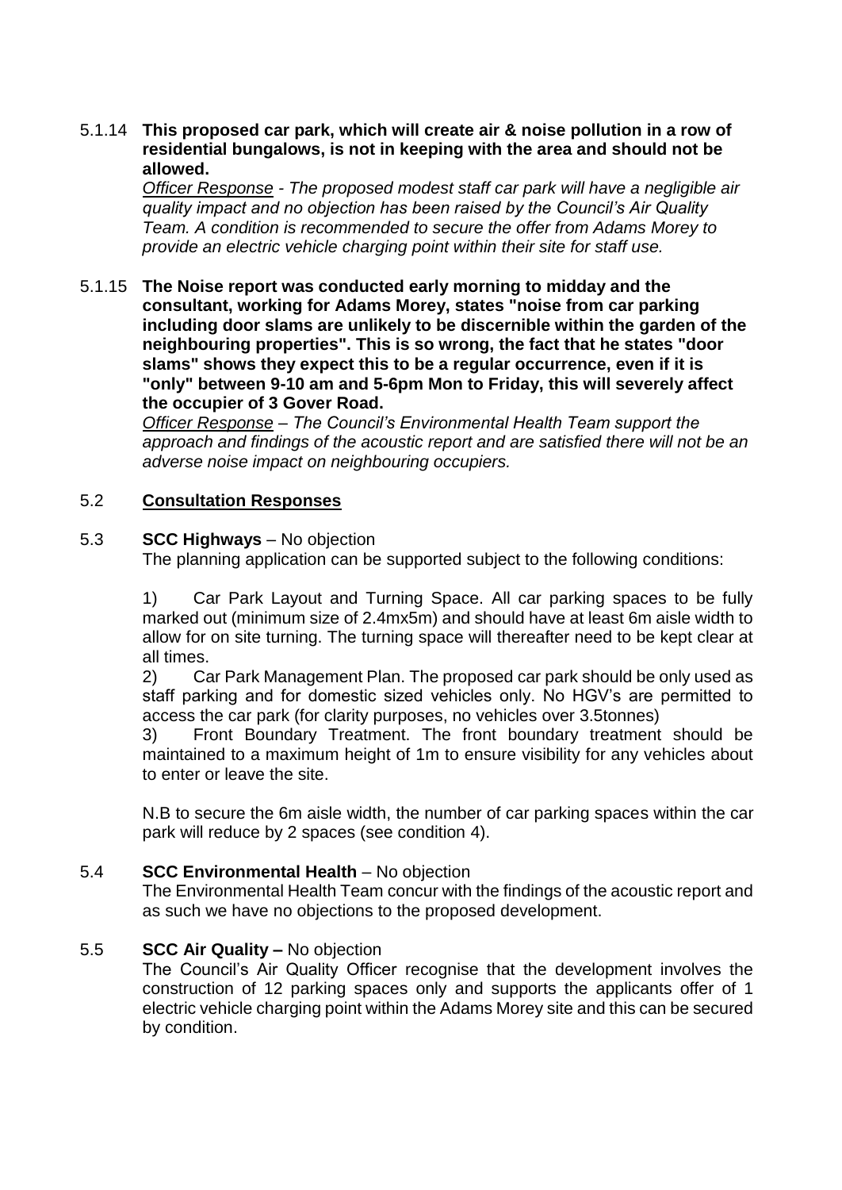5.1.14 **This proposed car park, which will create air & noise pollution in a row of residential bungalows, is not in keeping with the area and should not be allowed.**

*Officer Response - The proposed modest staff car park will have a negligible air quality impact and no objection has been raised by the Council's Air Quality Team. A condition is recommended to secure the offer from Adams Morey to provide an electric vehicle charging point within their site for staff use.*

5.1.15 **The Noise report was conducted early morning to midday and the consultant, working for Adams Morey, states "noise from car parking including door slams are unlikely to be discernible within the garden of the neighbouring properties". This is so wrong, the fact that he states "door slams" shows they expect this to be a regular occurrence, even if it is "only" between 9-10 am and 5-6pm Mon to Friday, this will severely affect the occupier of 3 Gover Road.**

*Officer Response – The Council's Environmental Health Team support the approach and findings of the acoustic report and are satisfied there will not be an adverse noise impact on neighbouring occupiers.*

5.2 **Consultation Responses**

5.3 **SCC Highways** – No objection

The planning application can be supported subject to the following conditions:

1) Car Park Layout and Turning Space. All car parking spaces to be fully marked out (minimum size of 2.4mx5m) and should have at least 6m aisle width to allow for on site turning. The turning space will thereafter need to be kept clear at all times.

2) Car Park Management Plan. The proposed car park should be only used as staff parking and for domestic sized vehicles only. No HGV's are permitted to access the car park (for clarity purposes, no vehicles over 3.5tonnes)

3) Front Boundary Treatment. The front boundary treatment should be maintained to a maximum height of 1m to ensure visibility for any vehicles about to enter or leave the site.

N.B to secure the 6m aisle width, the number of car parking spaces within the car park will reduce by 2 spaces (see condition 4).

5.4 **SCC Environmental Health** – No objection

The Environmental Health Team concur with the findings of the acoustic report and as such we have no objections to the proposed development.

5.5 **SCC Air Quality –** No objection

The Council's Air Quality Officer recognise that the development involves the construction of 12 parking spaces only and supports the applicants offer of 1 electric vehicle charging point within the Adams Morey site and this can be secured by condition.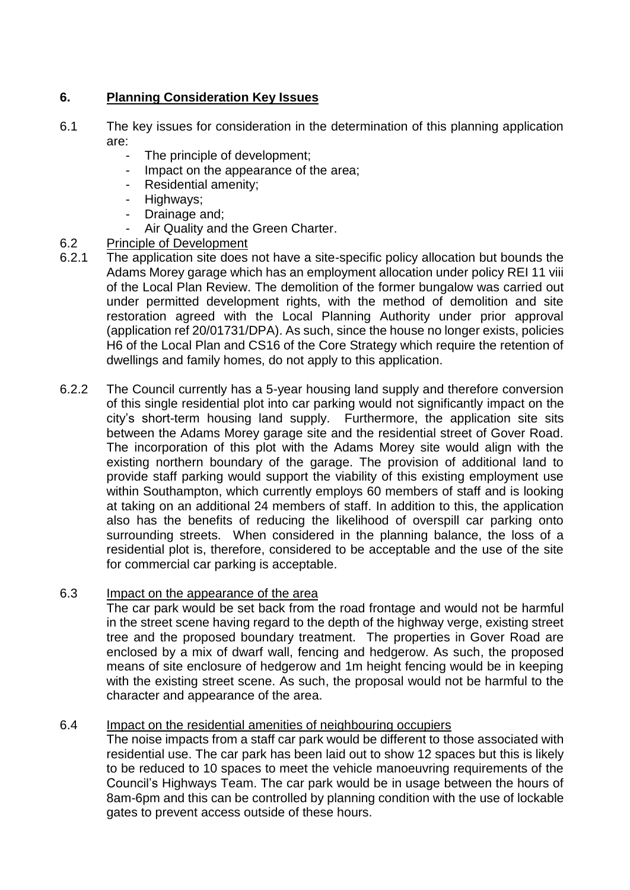## 6. Planning Consideration Key Issues

6.1 The key issues for consideration in the determination of this planning application are:

- The principle of development;
- Impact on the appearance of the area;
- Residential amenity;
- Highways;
- Drainage and;
- Air Quality and the Green Charter.

6.2 Principle of Development

6.2.1 The application site does not have a site-specific policy allocation but bounds the Adams Morey garage which has an employment allocation under policy REI 11 viii of the Local Plan Review. The demolition of the former bungalow was carried out under permitted development rights, with the method of demolition and site restoration agreed with the Local Planning Authority under prior approval (application ref 20/01731/DPA). As such, since the house no longer exists, policies H6 of the Local Plan and CS16 of the Core Strategy which require the retention of dwellings and family homes, do not apply to this application.

6.2.2 The Council currently has a 5-year housing land supply and therefore conversion of this single residential plot into car parking would not significantly impact on the city's short-term housing land supply. Furthermore, the application site sits between the Adams Morey garage site and the residential street of Gover Road. The incorporation of this plot with the Adams Morey site would align with the existing northern boundary of the garage. The provision of additional land to provide staff parking would support the viability of this existing employment use within Southampton, which currently employs 60 members of staff and is looking at taking on an additional 24 members of staff. In addition to this, the application also has the benefits of reducing the likelihood of overspill car parking onto surrounding streets. When considered in the planning balance, the loss of a residential plot is, therefore, considered to be acceptable and the use of the site for commercial car parking is acceptable.

6.3 Impact on the appearance of the area

The car park would be set back from the road frontage and would not be harmful in the street scene having regard to the depth of the highway verge, existing street tree and the proposed boundary treatment. The properties in Gover Road are enclosed by a mix of dwarf wall, fencing and hedgerow. As such, the proposed means of site enclosure of hedgerow and 1m height fencing would be in keeping with the existing street scene. As such, the proposal would not be harmful to the character and appearance of the area.

6.4 Impact on the residential amenities of neighbouring occupiers

The noise impacts from a staff car park would be different to those associated with residential use. The car park has been laid out to show 12 spaces but this is likely to be reduced to 10 spaces to meet the vehicle manoeuvring requirements of the Council's Highways Team. The car park would be in usage between the hours of 8am-6pm and this can be controlled by planning condition with the use of lockable gates to prevent access outside of these hours.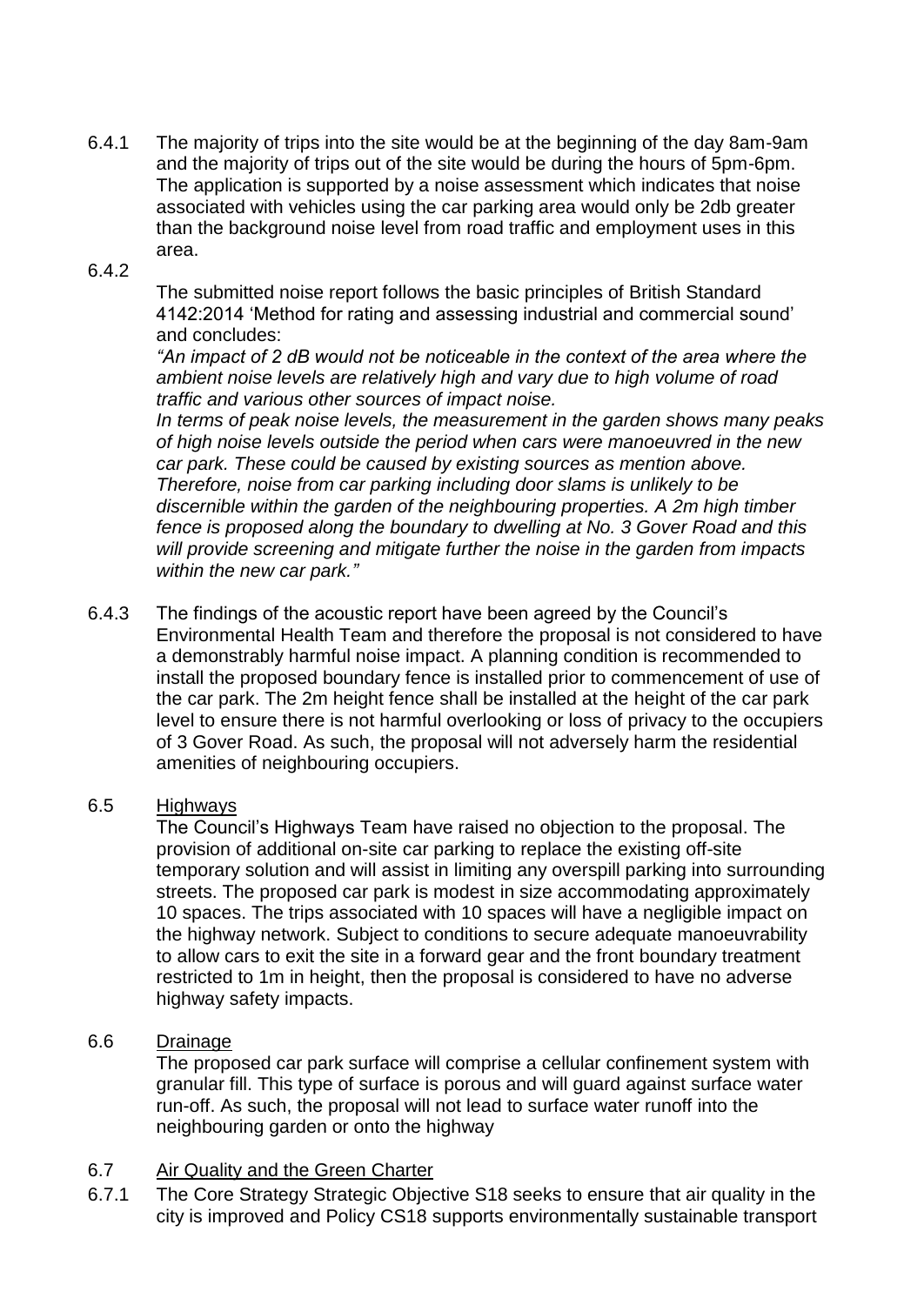6.4.1 The majority of trips into the site would be at the beginning of the day 8am-9am and the majority of trips out of the site would be during the hours of 5pm-6pm. The application is supported by a noise assessment which indicates that noise associated with vehicles using the car parking area would only be 2db greater than the background noise level from road traffic and employment uses in this area.

6.4.2 The submitted noise report follows the basic principles of British Standard 4142:2014 'Method for rating and assessing industrial and commercial sound' and concludes:

*"An impact of 2 dB would not be noticeable in the context of the area where the ambient noise levels are relatively high and vary due to high volume of road traffic and various other sources of impact noise.*

*In terms of peak noise levels, the measurement in the garden shows many peaks of high noise levels outside the period when cars were manoeuvred in the new car park. These could be caused by existing sources as mention above. Therefore, noise from car parking including door slams is unlikely to be discernible within the garden of the neighbouring properties. A 2m high timber fence is proposed along the boundary to dwelling at No. 3 Gover Road and this will provide screening and mitigate further the noise in the garden from impacts within the new car park."*

6.4.3 The findings of the acoustic report have been agreed by the Council's Environmental Health Team and therefore the proposal is not considered to have a demonstrably harmful noise impact. A planning condition is recommended to install the proposed boundary fence is installed prior to commencement of use of the car park. The 2m height fence shall be installed at the height of the car park level to ensure there is not harmful overlooking or loss of privacy to the occupiers of 3 Gover Road. As such, the proposal will not adversely harm the residential amenities of neighbouring occupiers.

6.5 <u>Highways</u>

The Council's Highways Team have raised no objection to the proposal. The provision of additional on-site car parking to replace the existing off-site temporary solution and will assist in limiting any overspill parking into surrounding streets. The proposed car park is modest in size accommodating approximately 10 spaces. The trips associated with 10 spaces will have a negligible impact on the highway network. Subject to conditions to secure adequate manoeuvrability to allow cars to exit the site in a forward gear and the front boundary treatment restricted to 1m in height, then the proposal is considered to have no adverse highway safety impacts.

6.6 <u>Drainage</u>

The proposed car park surface will comprise a cellular confinement system with granular fill. This type of surface is porous and will guard against surface water run-off. As such, the proposal will not lead to surface water runoff into the neighbouring garden or onto the highway

6.7 <u>Air Quality and the Green Charter</u>

6.7.1 The Core Strategy Strategic Objective S18 seeks to ensure that air quality in the city is improved and Policy CS18 supports environmentally sustainable transport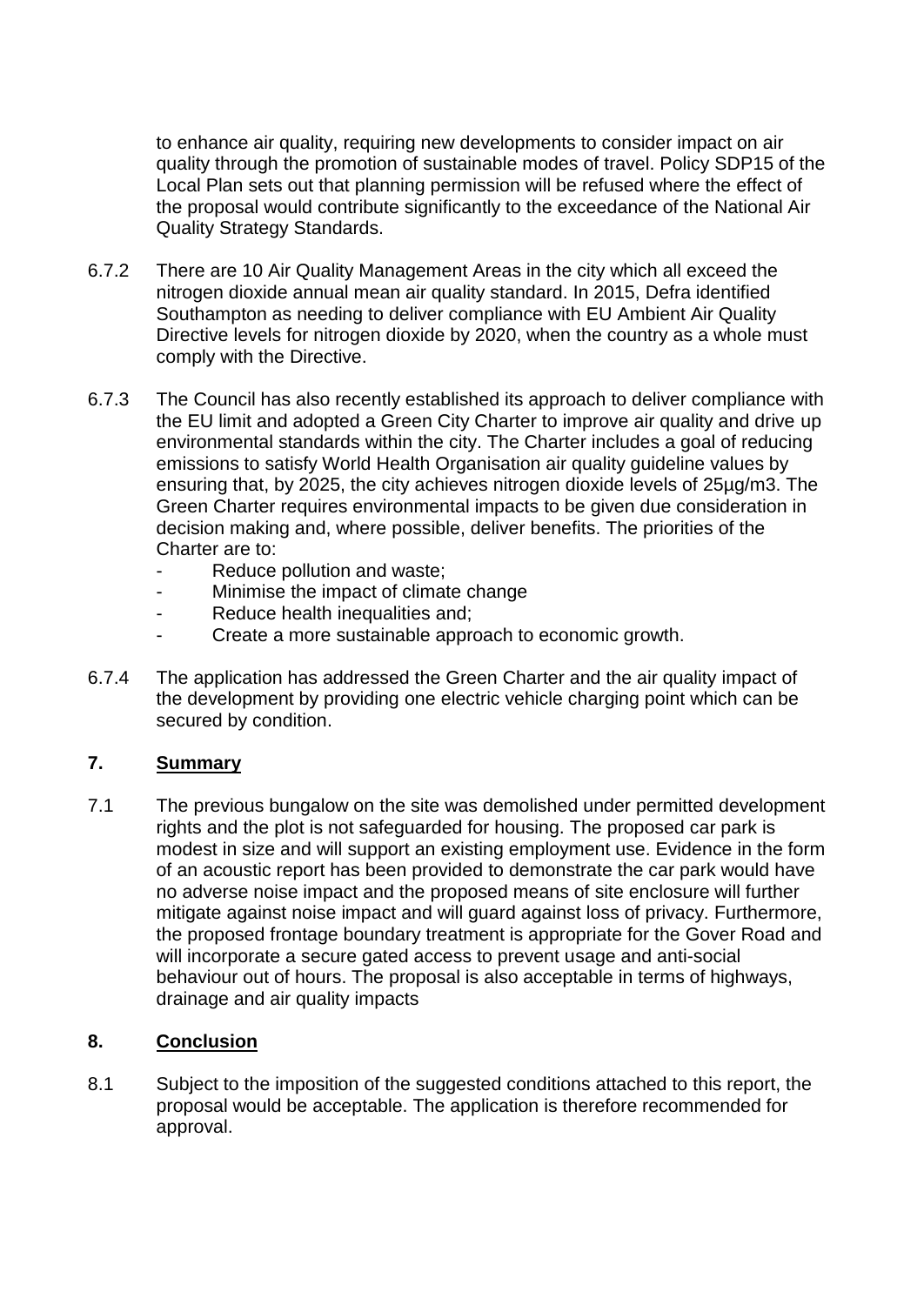to enhance air quality, requiring new developments to consider impact on air quality through the promotion of sustainable modes of travel. Policy SDP15 of the Local Plan sets out that planning permission will be refused where the effect of the proposal would contribute significantly to the exceedance of the National Air Quality Strategy Standards.

6.7.2 There are 10 Air Quality Management Areas in the city which all exceed the nitrogen dioxide annual mean air quality standard. In 2015, Defra identified Southampton as needing to deliver compliance with EU Ambient Air Quality Directive levels for nitrogen dioxide by 2020, when the country as a whole must comply with the Directive.

6.7.3 The Council has also recently established its approach to deliver compliance with the EU limit and adopted a Green City Charter to improve air quality and drive up environmental standards within the city. The Charter includes a goal of reducing emissions to satisfy World Health Organisation air quality guideline values by ensuring that, by 2025, the city achieves nitrogen dioxide levels of 25µg/m3. The Green Charter requires environmental impacts to be given due consideration in decision making and, where possible, deliver benefits. The priorities of the Charter are to:

- Reduce pollution and waste;
- Minimise the impact of climate change
- Reduce health inequalities and;
- Create a more sustainable approach to economic growth.

6.7.4 The application has addressed the Green Charter and the air quality impact of the development by providing one electric vehicle charging point which can be secured by condition.

## 7. **Summary**

7.1 The previous bungalow on the site was demolished under permitted development rights and the plot is not safeguarded for housing. The proposed car park is modest in size and will support an existing employment use. Evidence in the form of an acoustic report has been provided to demonstrate the car park would have no adverse noise impact and the proposed means of site enclosure will further mitigate against noise impact and will guard against loss of privacy. Furthermore, the proposed frontage boundary treatment is appropriate for the Gover Road and will incorporate a secure gated access to prevent usage and anti-social behaviour out of hours. The proposal is also acceptable in terms of highways, drainage and air quality impacts

## 8. **Conclusion**

8.1 Subject to the imposition of the suggested conditions attached to this report, the proposal would be acceptable. The application is therefore recommended for approval.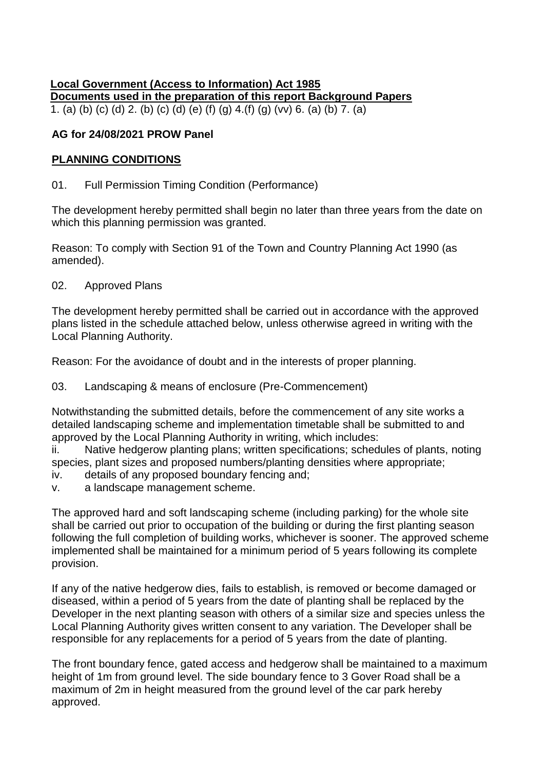**Local Government (Access to Information) Act 1985**
**Documents used in the preparation of this report Background Papers**
1. (a) (b) (c) (d) 2. (b) (c) (d) (e) (f) (g) 4.(f) (g) (vv) 6. (a) (b) 7. (a)

**AG for 24/08/2021 PROW Panel**

## PLANNING CONDITIONS

01. Full Permission Timing Condition (Performance)

The development hereby permitted shall begin no later than three years from the date on which this planning permission was granted.

Reason: To comply with Section 91 of the Town and Country Planning Act 1990 (as amended).

02. Approved Plans

The development hereby permitted shall be carried out in accordance with the approved plans listed in the schedule attached below, unless otherwise agreed in writing with the Local Planning Authority.

Reason: For the avoidance of doubt and in the interests of proper planning.

03. Landscaping & means of enclosure (Pre-Commencement)

Notwithstanding the submitted details, before the commencement of any site works a detailed landscaping scheme and implementation timetable shall be submitted to and approved by the Local Planning Authority in writing, which includes:

ii. Native hedgerow planting plans; written specifications; schedules of plants, noting species, plant sizes and proposed numbers/planting densities where appropriate;
iv. details of any proposed boundary fencing and;
v. a landscape management scheme.

The approved hard and soft landscaping scheme (including parking) for the whole site shall be carried out prior to occupation of the building or during the first planting season following the full completion of building works, whichever is sooner. The approved scheme implemented shall be maintained for a minimum period of 5 years following its complete provision.

If any of the native hedgerow dies, fails to establish, is removed or become damaged or diseased, within a period of 5 years from the date of planting shall be replaced by the Developer in the next planting season with others of a similar size and species unless the Local Planning Authority gives written consent to any variation. The Developer shall be responsible for any replacements for a period of 5 years from the date of planting.

The front boundary fence, gated access and hedgerow shall be maintained to a maximum height of 1m from ground level. The side boundary fence to 3 Gover Road shall be a maximum of 2m in height measured from the ground level of the car park hereby approved.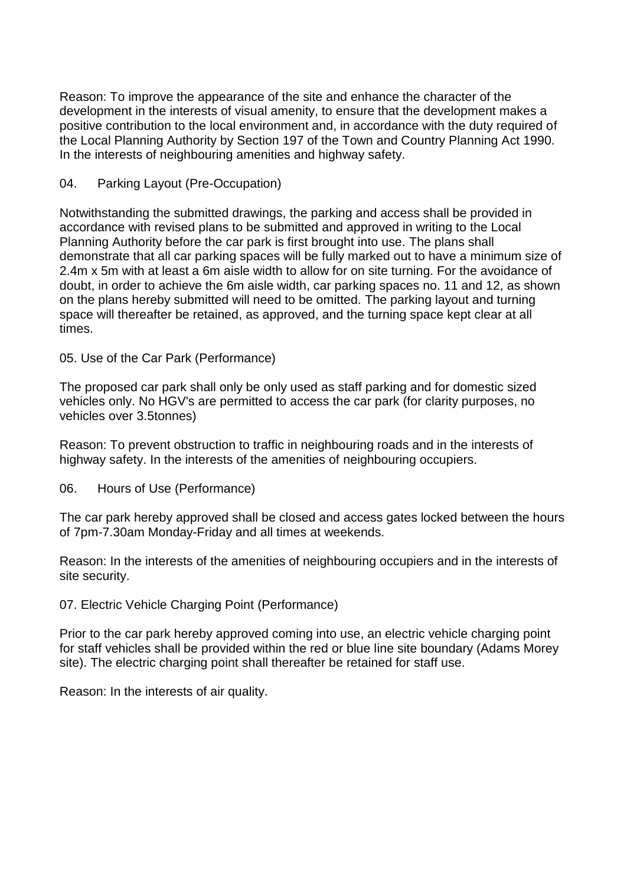Reason: To improve the appearance of the site and enhance the character of the development in the interests of visual amenity, to ensure that the development makes a positive contribution to the local environment and, in accordance with the duty required of the Local Planning Authority by Section 197 of the Town and Country Planning Act 1990. In the interests of neighbouring amenities and highway safety.

04. Parking Layout (Pre-Occupation)

Notwithstanding the submitted drawings, the parking and access shall be provided in accordance with revised plans to be submitted and approved in writing to the Local Planning Authority before the car park is first brought into use. The plans shall demonstrate that all car parking spaces will be fully marked out to have a minimum size of 2.4m x 5m with at least a 6m aisle width to allow for on site turning. For the avoidance of doubt, in order to achieve the 6m aisle width, car parking spaces no. 11 and 12, as shown on the plans hereby submitted will need to be omitted. The parking layout and turning space will thereafter be retained, as approved, and the turning space kept clear at all times.

05. Use of the Car Park (Performance)

The proposed car park shall only be only used as staff parking and for domestic sized vehicles only. No HGV's are permitted to access the car park (for clarity purposes, no vehicles over 3.5tonnes)

Reason: To prevent obstruction to traffic in neighbouring roads and in the interests of highway safety. In the interests of the amenities of neighbouring occupiers.

06. Hours of Use (Performance)

The car park hereby approved shall be closed and access gates locked between the hours of 7pm-7.30am Monday-Friday and all times at weekends.

Reason: In the interests of the amenities of neighbouring occupiers and in the interests of site security.

07. Electric Vehicle Charging Point (Performance)

Prior to the car park hereby approved coming into use, an electric vehicle charging point for staff vehicles shall be provided within the red or blue line site boundary (Adams Morey site). The electric charging point shall thereafter be retained for staff use.

Reason: In the interests of air quality.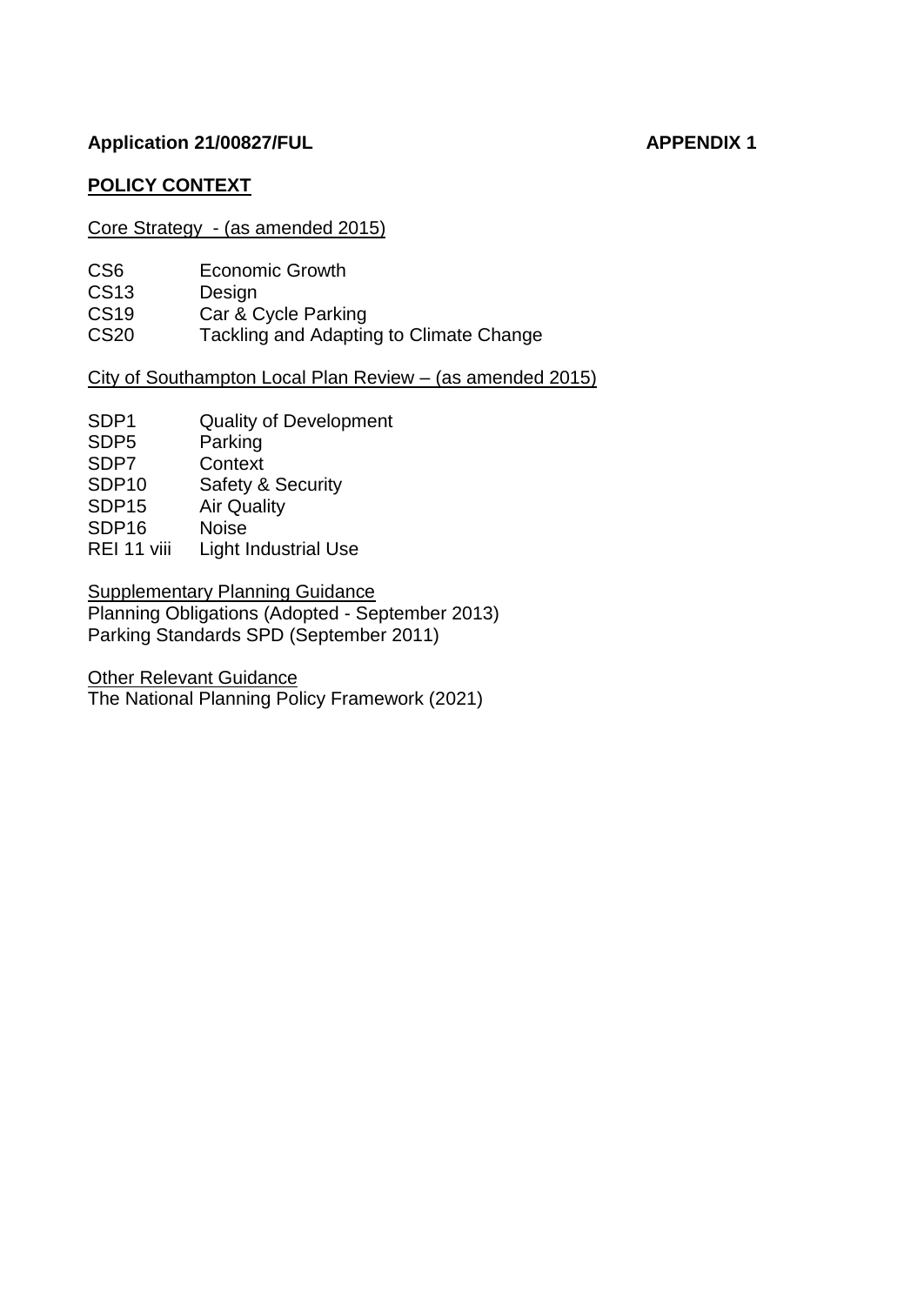**Application 21/00827/FUL** **APPENDIX 1**

## POLICY CONTEXT

Core Strategy - (as amended 2015)

| | |
|---|---|
| CS6 | Economic Growth |
| CS13 | Design |
| CS19 | Car & Cycle Parking |
| CS20 | Tackling and Adapting to Climate Change |

City of Southampton Local Plan Review – (as amended 2015)

| | |
|---|---|
| SDP1 | Quality of Development |
| SDP5 | Parking |
| SDP7 | Context |
| SDP10 | Safety & Security |
| SDP15 | Air Quality |
| SDP16 | Noise |
| REI 11 viii | Light Industrial Use |

Supplementary Planning Guidance
Planning Obligations (Adopted - September 2013)
Parking Standards SPD (September 2011)

Other Relevant Guidance
The National Planning Policy Framework (2021)